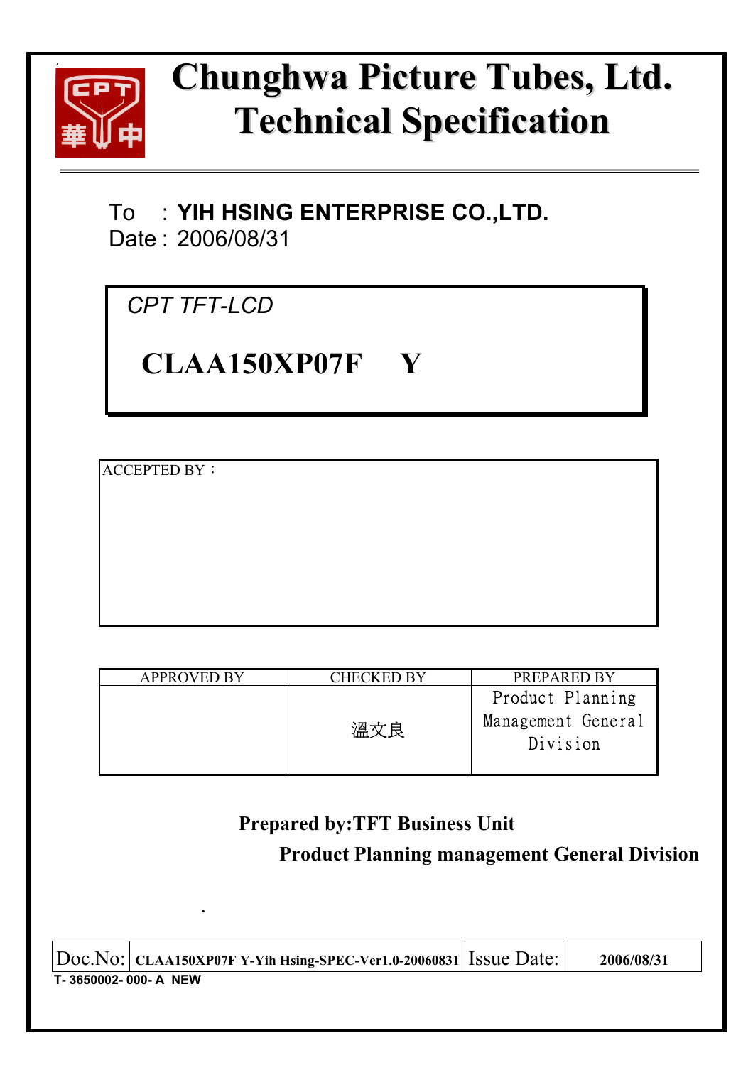# Chunghwa Picture Tubes, Ltd.
# Technical Specification

To : **YIH HSING ENTERPRISE CO.,LTD.**
Date : 2006/08/31

*CPT TFT-LCD*

## CLAA150XP07F Y

ACCEPTED BY：

| APPROVED BY | CHECKED BY | PREPARED BY |
|---|---|---|
| | 溫文良 | Product Planning Management General Division |

**Prepared by:TFT Business Unit**
**Product Planning management General Division**

| Doc.No: | CLAA150XP07F Y-Yih Hsing-SPEC-Ver1.0-20060831 | Issue Date: | 2006/08/31 |
|---|---|---|---|

T- 3650002- 000- A NEW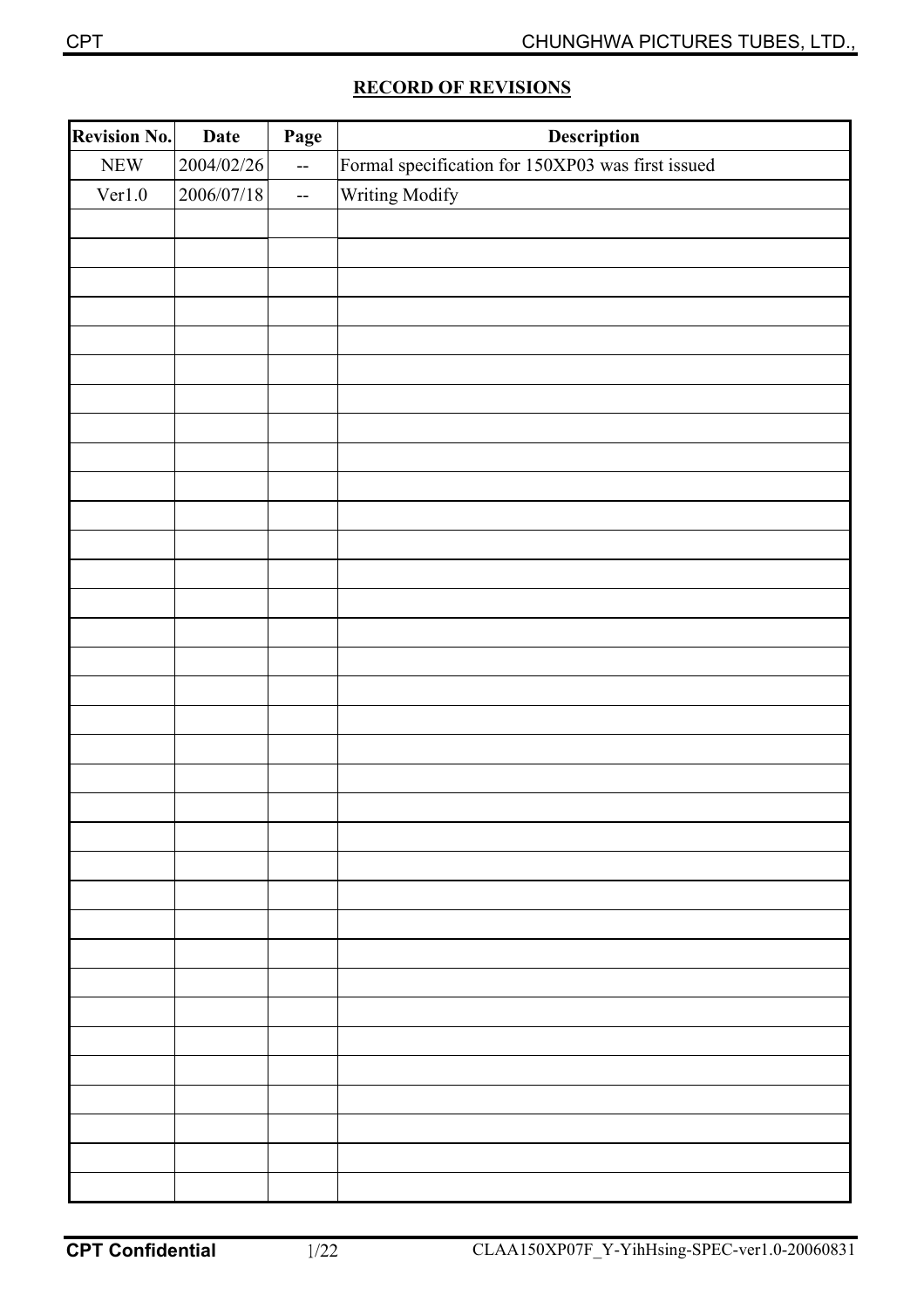## RECORD OF REVISIONS

| Revision No. | Date | Page | Description |
|---|---|---|---|
| NEW | 2004/02/26 | -- | Formal specification for 150XP03 was first issued |
| Ver1.0 | 2006/07/18 | -- | Writing Modify |
| | | | |
| | | | |
| | | | |
| | | | |
| | | | |
| | | | |
| | | | |
| | | | |
| | | | |
| | | | |
| | | | |
| | | | |
| | | | |
| | | | |
| | | | |
| | | | |
| | | | |
| | | | |
| | | | |
| | | | |
| | | | |
| | | | |
| | | | |
| | | | |
| | | | |
| | | | |
| | | | |
| | | | |
| | | | |
| | | | |
| | | | |
| | | | |
| | | | |
| | | | |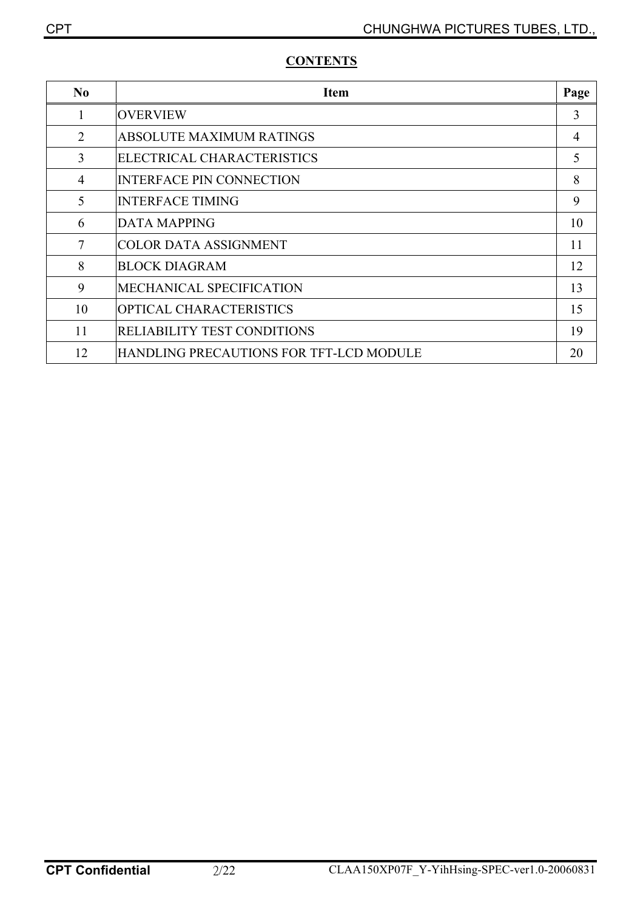**CONTENTS**

| No | Item | Page |
|---|---|---|
| 1 | OVERVIEW | 3 |
| 2 | ABSOLUTE MAXIMUM RATINGS | 4 |
| 3 | ELECTRICAL CHARACTERISTICS | 5 |
| 4 | INTERFACE PIN CONNECTION | 8 |
| 5 | INTERFACE TIMING | 9 |
| 6 | DATA MAPPING | 10 |
| 7 | COLOR DATA ASSIGNMENT | 11 |
| 8 | BLOCK DIAGRAM | 12 |
| 9 | MECHANICAL SPECIFICATION | 13 |
| 10 | OPTICAL CHARACTERISTICS | 15 |
| 11 | RELIABILITY TEST CONDITIONS | 19 |
| 12 | HANDLING PRECAUTIONS FOR TFT-LCD MODULE | 20 |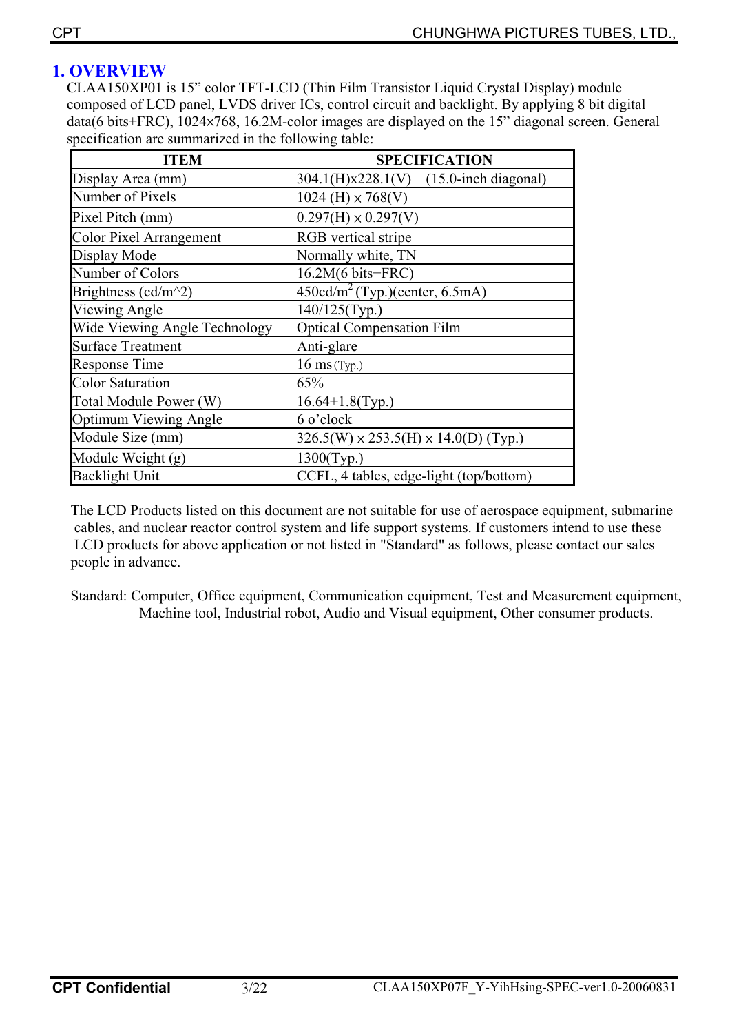# 1. OVERVIEW

CLAA150XP01 is 15" color TFT-LCD (Thin Film Transistor Liquid Crystal Display) module composed of LCD panel, LVDS driver ICs, control circuit and backlight. By applying 8 bit digital data(6 bits+FRC), 1024×768, 16.2M-color images are displayed on the 15" diagonal screen. General specification are summarized in the following table:

| ITEM | SPECIFICATION |
|---|---|
| Display Area (mm) | 304.1(H)x228.1(V)　(15.0-inch diagonal) |
| Number of Pixels | 1024 (H) × 768(V) |
| Pixel Pitch (mm) | 0.297(H) × 0.297(V) |
| Color Pixel Arrangement | RGB vertical stripe |
| Display Mode | Normally white, TN |
| Number of Colors | 16.2M(6 bits+FRC) |
| Brightness (cd/m^2) | 450cd/$m^2$ (Typ.)(center, 6.5mA) |
| Viewing Angle | 140/125(Typ.) |
| Wide Viewing Angle Technology | Optical Compensation Film |
| Surface Treatment | Anti-glare |
| Response Time | 16 ms (Typ.) |
| Color Saturation | 65% |
| Total Module Power (W) | 16.64+1.8(Typ.) |
| Optimum Viewing Angle | 6 o'clock |
| Module Size (mm) | 326.5(W) × 253.5(H) × 14.0(D) (Typ.) |
| Module Weight (g) | 1300(Typ.) |
| Backlight Unit | CCFL, 4 tables, edge-light (top/bottom) |

The LCD Products listed on this document are not suitable for use of aerospace equipment, submarine cables, and nuclear reactor control system and life support systems. If customers intend to use these LCD products for above application or not listed in "Standard" as follows, please contact our sales people in advance.

Standard: Computer, Office equipment, Communication equipment, Test and Measurement equipment, Machine tool, Industrial robot, Audio and Visual equipment, Other consumer products.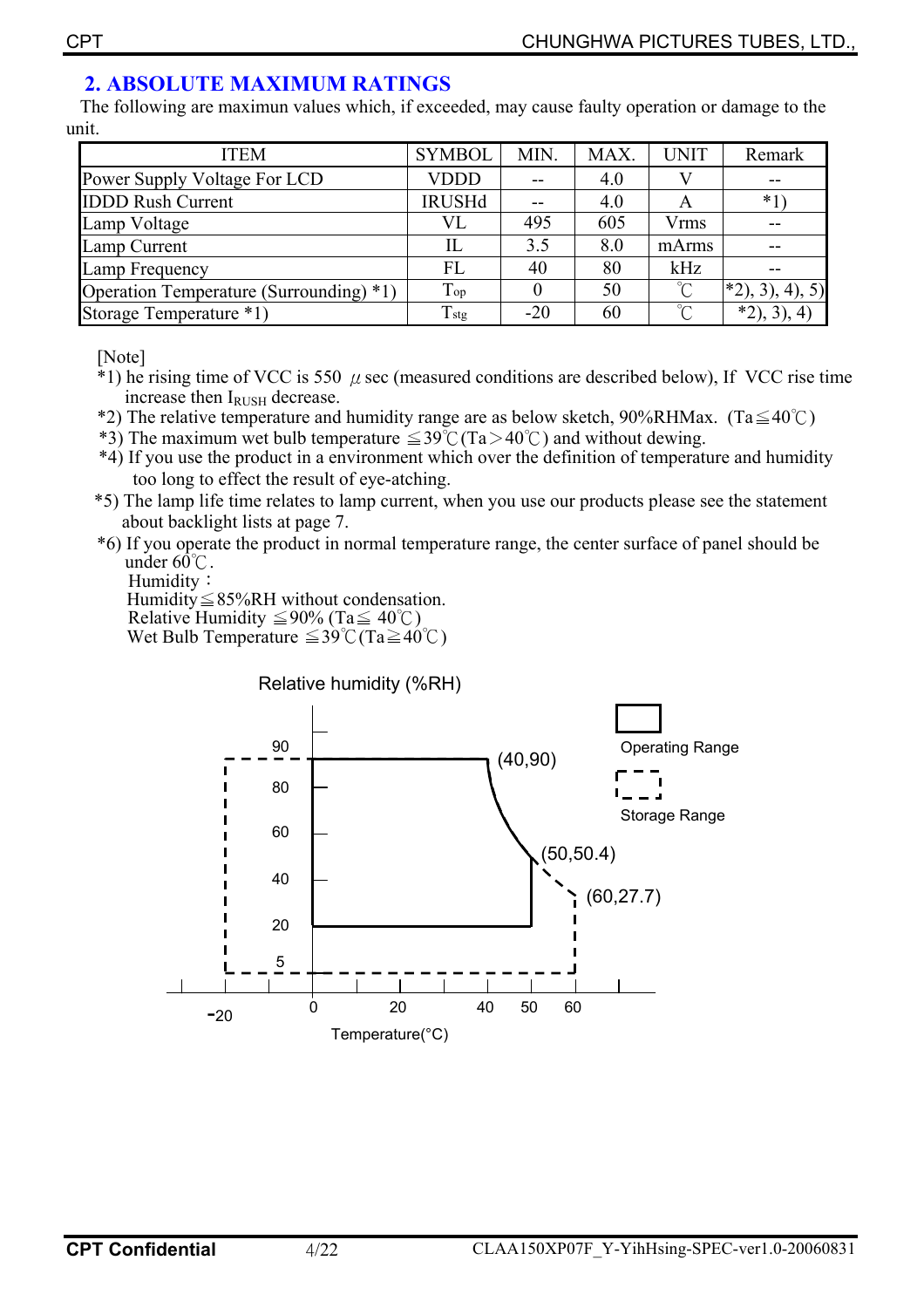## 2. ABSOLUTE MAXIMUM RATINGS

The following are maximun values which, if exceeded, may cause faulty operation or damage to the unit.

| ITEM | SYMBOL | MIN. | MAX. | UNIT | Remark |
|---|---|---|---|---|---|
| Power Supply Voltage For LCD | VDDD | -- | 4.0 | V | -- |
| IDDD Rush Current | IRUSHd | -- | 4.0 | A | *1) |
| Lamp Voltage | VL | 495 | 605 | Vrms | -- |
| Lamp Current | IL | 3.5 | 8.0 | mArms | -- |
| Lamp Frequency | FL | 40 | 80 | kHz | -- |
| Operation Temperature (Surrounding) *1) | $T_{op}$ | 0 | 50 | ℃ | *2), 3), 4), 5) |
| Storage Temperature *1) | $T_{stg}$ | -20 | 60 | ℃ | *2), 3), 4) |

[Note]

*1) he rising time of VCC is 550 μsec (measured conditions are described below), If VCC rise time increase then $I_{RUSH}$ decrease.

*2) The relative temperature and humidity range are as below sketch, 90%RHMax. (Ta≦40℃)

*3) The maximum wet bulb temperature ≦39℃(Ta＞40℃) and without dewing.

*4) If you use the product in a environment which over the definition of temperature and humidity too long to effect the result of eye-atching.

*5) The lamp life time relates to lamp current, when you use our products please see the statement about backlight lists at page 7.

*6) If you operate the product in normal temperature range, the center surface of panel should be under 60℃.

Humidity：

Humidity≦85%RH without condensation.

Relative Humidity ≦90% (Ta≦ 40℃)

Wet Bulb Temperature ≦39℃(Ta≧40℃)

Relative humidity (%RH)

Operating Range

Storage Range

(40,90)

(50,50.4)

(60,27.7)

Temperature(°C)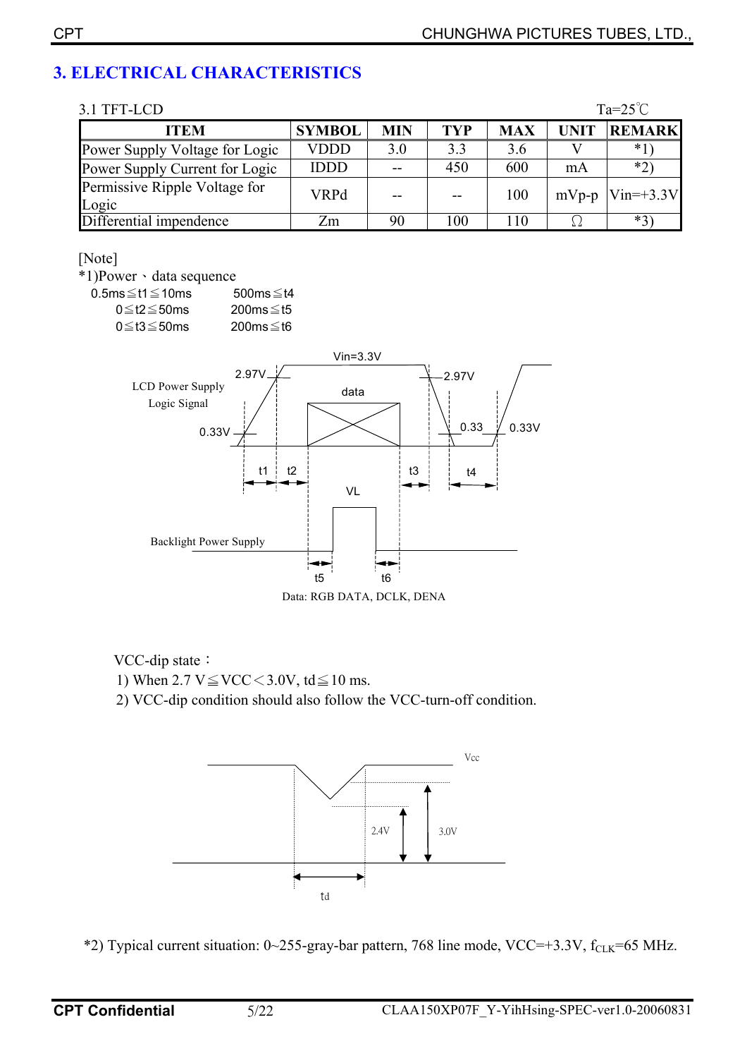# 3. ELECTRICAL CHARACTERISTICS

3.1 TFT-LCD Ta=25℃

| ITEM | SYMBOL | MIN | TYP | MAX | UNIT | REMARK |
|---|---|---|---|---|---|---|
| Power Supply Voltage for Logic | VDDD | 3.0 | 3.3 | 3.6 | V | *1) |
| Power Supply Current for Logic | IDDD | -- | 450 | 600 | mA | *2) |
| Permissive Ripple Voltage for Logic | VRPd | -- | -- | 100 | mVp-p | Vin=+3.3V |
| Differential impendence | Zm | 90 | 100 | 110 | Ω | *3) |

[Note]

*1)Power、data sequence

0.5ms≦t1≦10ms 500ms≦t4

0≦t2≦50ms 200ms≦t5

0≦t3≦50ms 200ms≦t6

Data: RGB DATA, DCLK, DENA

VCC-dip state：

1) When 2.7 V≦VCC＜3.0V, td≦10 ms.
2) VCC-dip condition should also follow the VCC-turn-off condition.

*2) Typical current situation: 0~255-gray-bar pattern, 768 line mode, VCC=+3.3V, $f_{CLK}$=65 MHz.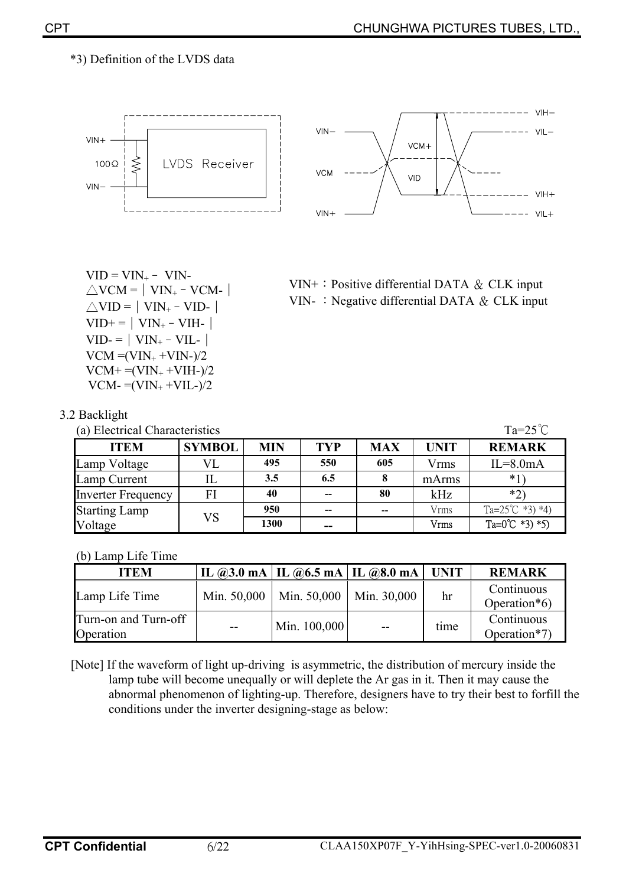*3) Definition of the LVDS data

$VID = VIN_+ - VIN-$
$\triangle VCM = | VIN_+ - VCM- |$
$\triangle VID = | VIN_+ - VID- |$
$VID+ = | VIN_+ - VIH- |$
$VID- = | VIN_+ - VIL- |$
$VCM = (VIN_+ + VIN-)/2$
$VCM+ = (VIN_+ + VIH-)/2$
$VCM- = (VIN_+ + VIL-)/2$

VIN+：Positive differential DATA ＆ CLK input
VIN- ：Negative differential DATA ＆ CLK input

3.2 Backlight

(a) Electrical Characteristics　　Ta=25℃

| ITEM | SYMBOL | MIN | TYP | MAX | UNIT | REMARK |
|---|---|---|---|---|---|---|
| Lamp Voltage | VL | 495 | 550 | 605 | Vrms | IL=8.0mA |
| Lamp Current | IL | 3.5 | 6.5 | 8 | mArms | *1) |
| Inverter Frequency | FI | 40 | -- | 80 | kHz | *2) |
| Starting Lamp Voltage | VS | 950 | -- | -- | Vrms | Ta=25℃ *3) *4) |
| | | 1300 | -- | | Vrms | Ta=0℃ *3) *5) |

(b) Lamp Life Time

| ITEM | IL @3.0 mA | IL @6.5 mA | IL @8.0 mA | UNIT | REMARK |
|---|---|---|---|---|---|
| Lamp Life Time | Min. 50,000 | Min. 50,000 | Min. 30,000 | hr | Continuous Operation*6) |
| Turn-on and Turn-off Operation | -- | Min. 100,000 | -- | time | Continuous Operation*7) |

[Note] If the waveform of light up-driving is asymmetric, the distribution of mercury inside the lamp tube will become unequally or will deplete the Ar gas in it. Then it may cause the abnormal phenomenon of lighting-up. Therefore, designers have to try their best to forfill the conditions under the inverter designing-stage as below: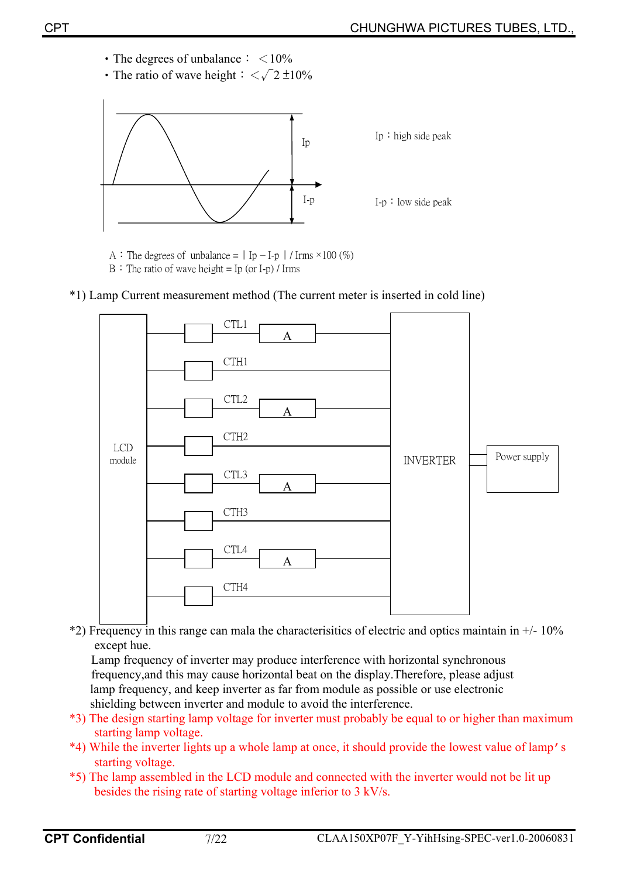- The degrees of unbalance： ＜10%
- The ratio of wave height： ＜$\sqrt{2}$ ±10%

Ip

I-p

Ip：high side peak

I-p：low side peak

A：The degrees of unbalance = | Ip – I-p | / Irms ×100 (%)
B：The ratio of wave height = Ip (or I-p) / Irms

*1) Lamp Current measurement method (The current meter is inserted in cold line)

LCD module — CTL1 — A — INVERTER
CTH1
CTL2 — A
CTH2
CTL3 — A
CTH3
CTL4 — A
CTH4

INVERTER — Power supply

*2) Frequency in this range can mala the characterisitics of electric and optics maintain in +/- 10% except hue.
Lamp frequency of inverter may produce interference with horizontal synchronous frequency,and this may cause horizontal beat on the display.Therefore, please adjust lamp frequency, and keep inverter as far from module as possible or use electronic shielding between inverter and module to avoid the interference.

*3) The design starting lamp voltage for inverter must probably be equal to or higher than maximum starting lamp voltage.

*4) While the inverter lights up a whole lamp at once, it should provide the lowest value of lamp's starting voltage.

*5) The lamp assembled in the LCD module and connected with the inverter would not be lit up besides the rising rate of starting voltage inferior to 3 kV/s.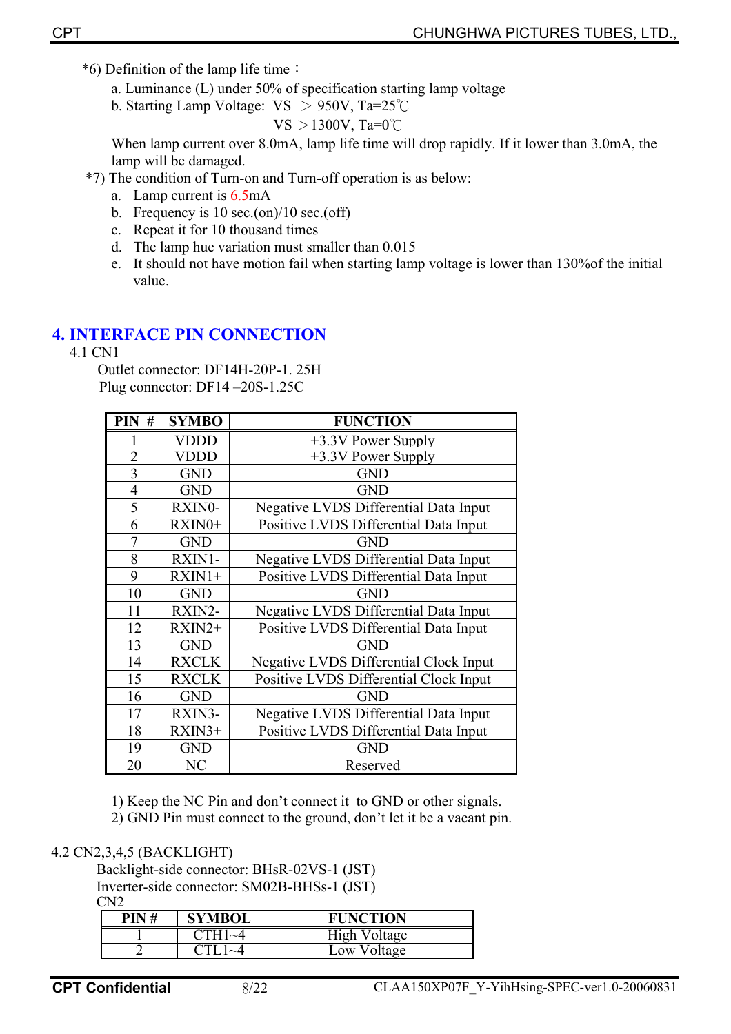*6) Definition of the lamp life time：

a. Luminance (L) under 50% of specification starting lamp voltage

b. Starting Lamp Voltage: VS ＞ 950V, Ta=25℃

VS ＞1300V, Ta=0℃

When lamp current over 8.0mA, lamp life time will drop rapidly. If it lower than 3.0mA, the lamp will be damaged.

*7) The condition of Turn-on and Turn-off operation is as below:

a. Lamp current is 6.5mA
b. Frequency is 10 sec.(on)/10 sec.(off)
c. Repeat it for 10 thousand times
d. The lamp hue variation must smaller than 0.015
e. It should not have motion fail when starting lamp voltage is lower than 130%of the initial value.

# 4. INTERFACE PIN CONNECTION

4.1 CN1

Outlet connector: DF14H-20P-1. 25H

Plug connector: DF14 –20S-1.25C

| PIN # | SYMBO | FUNCTION |
|---|---|---|
| 1 | VDDD | +3.3V Power Supply |
| 2 | VDDD | +3.3V Power Supply |
| 3 | GND | GND |
| 4 | GND | GND |
| 5 | RXIN0- | Negative LVDS Differential Data Input |
| 6 | RXIN0+ | Positive LVDS Differential Data Input |
| 7 | GND | GND |
| 8 | RXIN1- | Negative LVDS Differential Data Input |
| 9 | RXIN1+ | Positive LVDS Differential Data Input |
| 10 | GND | GND |
| 11 | RXIN2- | Negative LVDS Differential Data Input |
| 12 | RXIN2+ | Positive LVDS Differential Data Input |
| 13 | GND | GND |
| 14 | RXCLK | Negative LVDS Differential Clock Input |
| 15 | RXCLK | Positive LVDS Differential Clock Input |
| 16 | GND | GND |
| 17 | RXIN3- | Negative LVDS Differential Data Input |
| 18 | RXIN3+ | Positive LVDS Differential Data Input |
| 19 | GND | GND |
| 20 | NC | Reserved |

1) Keep the NC Pin and don't connect it to GND or other signals.
2) GND Pin must connect to the ground, don't let it be a vacant pin.

4.2 CN2,3,4,5 (BACKLIGHT)

Backlight-side connector: BHsR-02VS-1 (JST)

Inverter-side connector: SM02B-BHSs-1 (JST)

CN2

| PIN # | SYMBOL | FUNCTION |
|---|---|---|
| 1 | CTH1~4 | High Voltage |
| 2 | CTL1~4 | Low Voltage |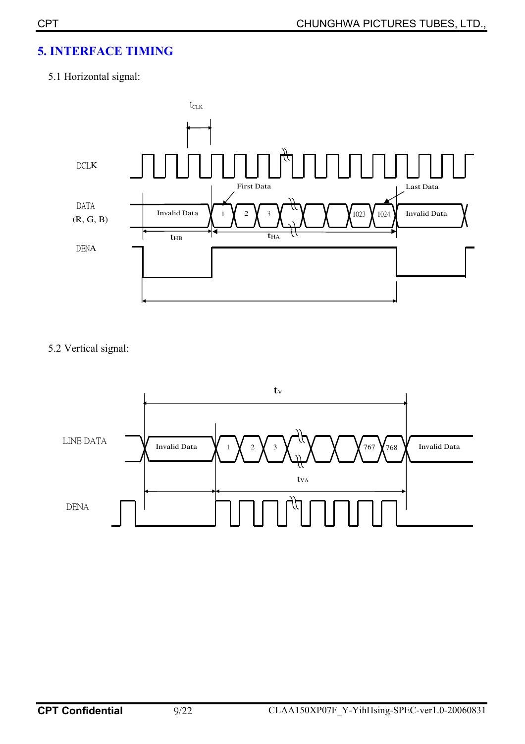# 5. INTERFACE TIMING

5.1 Horizontal signal:

$t_{CLK}$

DCLK

First Data

Last Data

DATA (R, G, B)

Invalid Data | 1 | 2 | 3 | 1023 | 1024 | Invalid Data

$t_{HB}$ $t_{HA}$

DENA

5.2 Vertical signal:

$t_V$

LINE DATA

Invalid Data | 1 | 2 | 3 | 767 | 768 | Invalid Data

$t_{VA}$

DENA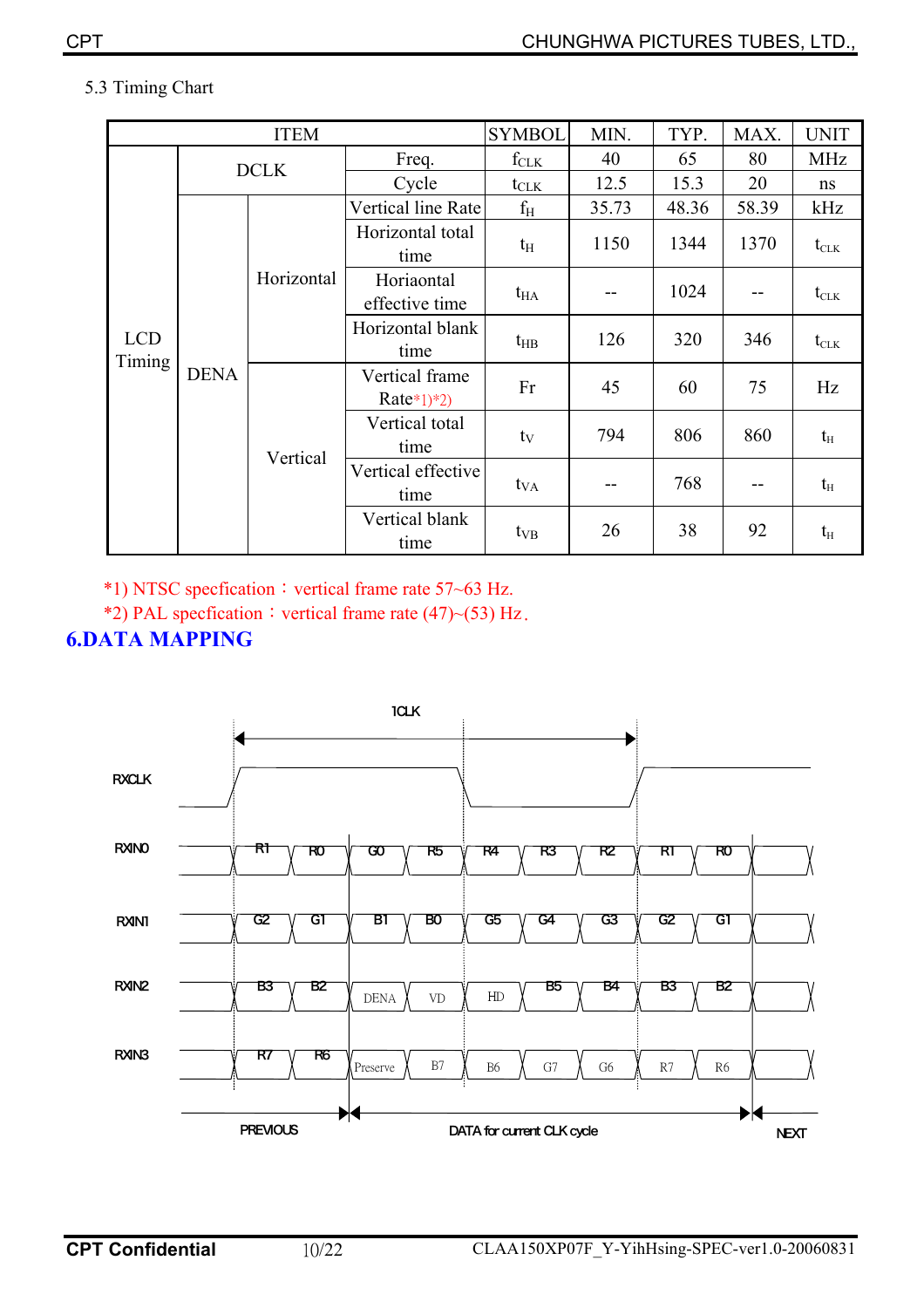5.3 Timing Chart

| ITEM | | | | SYMBOL | MIN. | TYP. | MAX. | UNIT |
|---|---|---|---|---|---|---|---|---|
| LCD Timing | DCLK | | Freq. | $f_{CLK}$ | 40 | 65 | 80 | MHz |
| | | | Cycle | $t_{CLK}$ | 12.5 | 15.3 | 20 | ns |
| | DENA | Horizontal | Vertical line Rate | $f_H$ | 35.73 | 48.36 | 58.39 | kHz |
| | | | Horizontal total time | $t_H$ | 1150 | 1344 | 1370 | $t_{CLK}$ |
| | | | Horiaontal effective time | $t_{HA}$ | -- | 1024 | -- | $t_{CLK}$ |
| | | | Horizontal blank time | $t_{HB}$ | 126 | 320 | 346 | $t_{CLK}$ |
| | | Vertical | Vertical frame Rate*1)*2) | Fr | 45 | 60 | 75 | Hz |
| | | | Vertical total time | $t_V$ | 794 | 806 | 860 | $t_H$ |
| | | | Vertical effective time | $t_{VA}$ | -- | 768 | -- | $t_H$ |
| | | | Vertical blank time | $t_{VB}$ | 26 | 38 | 92 | $t_H$ |

*1) NTSC specfication：vertical frame rate 57~63 Hz.

*2) PAL specfication：vertical frame rate (47)~(53) Hz.

# 6.DATA MAPPING

1CLK

RXCLK

| | | | | | | | | | |
|---|---|---|---|---|---|---|---|---|---|
| RXIN0 | R1 | R0 | G0 | R5 | R4 | R3 | R2 | R1 | R0 |
| RXIN1 | G2 | G1 | B1 | B0 | G5 | G4 | G3 | G2 | G1 |
| RXIN2 | B3 | B2 | DENA | VD | HD | B5 | B4 | B3 | B2 |
| RXIN3 | R7 | R6 | Preserve | B7 | B6 | G7 | G6 | R7 | R6 |

PREVIOUS — DATA for current CLK cycle — NEXT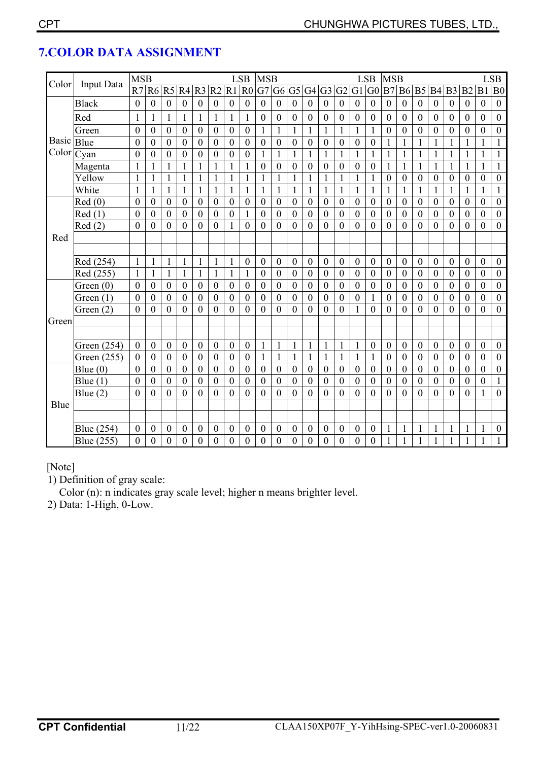## 7.COLOR DATA ASSIGNMENT

| Color | Input Data | MSB R7 | R6 | R5 | R4 | R3 | R2 | R1 | LSB R0 | MSB G7 | G6 | G5 | G4 | G3 | G2 | G1 | LSB G0 | MSB B7 | B6 | B5 | B4 | B3 | B2 | B1 | LSB B0 |
|---|---|---|---|---|---|---|---|---|---|---|---|---|---|---|---|---|---|---|---|---|---|---|---|---|---|
| Basic Color | Black | 0 | 0 | 0 | 0 | 0 | 0 | 0 | 0 | 0 | 0 | 0 | 0 | 0 | 0 | 0 | 0 | 0 | 0 | 0 | 0 | 0 | 0 | 0 | 0 |
| | Red | 1 | 1 | 1 | 1 | 1 | 1 | 1 | 1 | 0 | 0 | 0 | 0 | 0 | 0 | 0 | 0 | 0 | 0 | 0 | 0 | 0 | 0 | 0 | 0 |
| | Green | 0 | 0 | 0 | 0 | 0 | 0 | 0 | 0 | 1 | 1 | 1 | 1 | 1 | 1 | 1 | 1 | 0 | 0 | 0 | 0 | 0 | 0 | 0 | 0 |
| | Blue | 0 | 0 | 0 | 0 | 0 | 0 | 0 | 0 | 0 | 0 | 0 | 0 | 0 | 0 | 0 | 0 | 1 | 1 | 1 | 1 | 1 | 1 | 1 | 1 |
| | Cyan | 0 | 0 | 0 | 0 | 0 | 0 | 0 | 0 | 1 | 1 | 1 | 1 | 1 | 1 | 1 | 1 | 1 | 1 | 1 | 1 | 1 | 1 | 1 | 1 |
| | Magenta | 1 | 1 | 1 | 1 | 1 | 1 | 1 | 1 | 0 | 0 | 0 | 0 | 0 | 0 | 0 | 0 | 1 | 1 | 1 | 1 | 1 | 1 | 1 | 1 |
| | Yellow | 1 | 1 | 1 | 1 | 1 | 1 | 1 | 1 | 1 | 1 | 1 | 1 | 1 | 1 | 1 | 1 | 0 | 0 | 0 | 0 | 0 | 0 | 0 | 0 |
| | White | 1 | 1 | 1 | 1 | 1 | 1 | 1 | 1 | 1 | 1 | 1 | 1 | 1 | 1 | 1 | 1 | 1 | 1 | 1 | 1 | 1 | 1 | 1 | 1 |
| Red | Red (0) | 0 | 0 | 0 | 0 | 0 | 0 | 0 | 0 | 0 | 0 | 0 | 0 | 0 | 0 | 0 | 0 | 0 | 0 | 0 | 0 | 0 | 0 | 0 | 0 |
| | Red (1) | 0 | 0 | 0 | 0 | 0 | 0 | 0 | 1 | 0 | 0 | 0 | 0 | 0 | 0 | 0 | 0 | 0 | 0 | 0 | 0 | 0 | 0 | 0 | 0 |
| | Red (2) | 0 | 0 | 0 | 0 | 0 | 0 | 1 | 0 | 0 | 0 | 0 | 0 | 0 | 0 | 0 | 0 | 0 | 0 | 0 | 0 | 0 | 0 | 0 | 0 |
| | | | | | | | | | | | | | | | | | | | | | | | | | |
| | | | | | | | | | | | | | | | | | | | | | | | | | |
| | Red (254) | 1 | 1 | 1 | 1 | 1 | 1 | 1 | 0 | 0 | 0 | 0 | 0 | 0 | 0 | 0 | 0 | 0 | 0 | 0 | 0 | 0 | 0 | 0 | 0 |
| | Red (255) | 1 | 1 | 1 | 1 | 1 | 1 | 1 | 1 | 0 | 0 | 0 | 0 | 0 | 0 | 0 | 0 | 0 | 0 | 0 | 0 | 0 | 0 | 0 | 0 |
| Green | Green (0) | 0 | 0 | 0 | 0 | 0 | 0 | 0 | 0 | 0 | 0 | 0 | 0 | 0 | 0 | 0 | 0 | 0 | 0 | 0 | 0 | 0 | 0 | 0 | 0 |
| | Green (1) | 0 | 0 | 0 | 0 | 0 | 0 | 0 | 0 | 0 | 0 | 0 | 0 | 0 | 0 | 0 | 1 | 0 | 0 | 0 | 0 | 0 | 0 | 0 | 0 |
| | Green (2) | 0 | 0 | 0 | 0 | 0 | 0 | 0 | 0 | 0 | 0 | 0 | 0 | 0 | 0 | 1 | 0 | 0 | 0 | 0 | 0 | 0 | 0 | 0 | 0 |
| | | | | | | | | | | | | | | | | | | | | | | | | | |
| | | | | | | | | | | | | | | | | | | | | | | | | | |
| | Green (254) | 0 | 0 | 0 | 0 | 0 | 0 | 0 | 0 | 1 | 1 | 1 | 1 | 1 | 1 | 1 | 0 | 0 | 0 | 0 | 0 | 0 | 0 | 0 | 0 |
| | Green (255) | 0 | 0 | 0 | 0 | 0 | 0 | 0 | 0 | 1 | 1 | 1 | 1 | 1 | 1 | 1 | 1 | 0 | 0 | 0 | 0 | 0 | 0 | 0 | 0 |
| Blue | Blue (0) | 0 | 0 | 0 | 0 | 0 | 0 | 0 | 0 | 0 | 0 | 0 | 0 | 0 | 0 | 0 | 0 | 0 | 0 | 0 | 0 | 0 | 0 | 0 | 0 |
| | Blue (1) | 0 | 0 | 0 | 0 | 0 | 0 | 0 | 0 | 0 | 0 | 0 | 0 | 0 | 0 | 0 | 0 | 0 | 0 | 0 | 0 | 0 | 0 | 0 | 1 |
| | Blue (2) | 0 | 0 | 0 | 0 | 0 | 0 | 0 | 0 | 0 | 0 | 0 | 0 | 0 | 0 | 0 | 0 | 0 | 0 | 0 | 0 | 0 | 0 | 1 | 0 |
| | | | | | | | | | | | | | | | | | | | | | | | | | |
| | | | | | | | | | | | | | | | | | | | | | | | | | |
| | Blue (254) | 0 | 0 | 0 | 0 | 0 | 0 | 0 | 0 | 0 | 0 | 0 | 0 | 0 | 0 | 0 | 0 | 1 | 1 | 1 | 1 | 1 | 1 | 1 | 0 |
| | Blue (255) | 0 | 0 | 0 | 0 | 0 | 0 | 0 | 0 | 0 | 0 | 0 | 0 | 0 | 0 | 0 | 0 | 1 | 1 | 1 | 1 | 1 | 1 | 1 | 1 |

[Note]

1) Definition of gray scale:
   Color (n): n indicates gray scale level; higher n means brighter level.
2) Data: 1-High, 0-Low.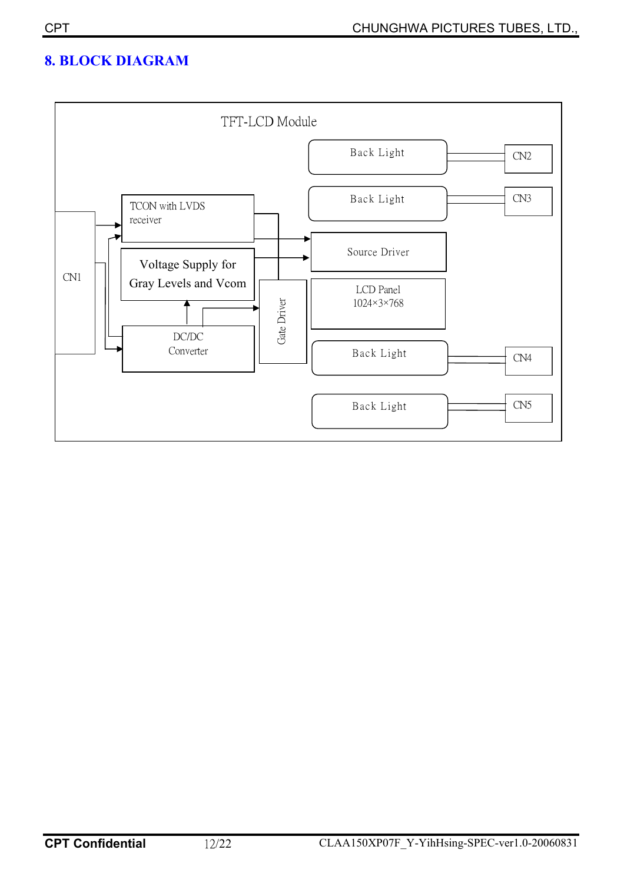# 8. BLOCK DIAGRAM

TFT-LCD Module

CN1

TCON with LVDS receiver

Voltage Supply for Gray Levels and Vcom

DC/DC Converter

Gate Driver

Back Light — CN2

Back Light — CN3

Source Driver

LCD Panel 1024×3×768

Back Light — CN4

Back Light — CN5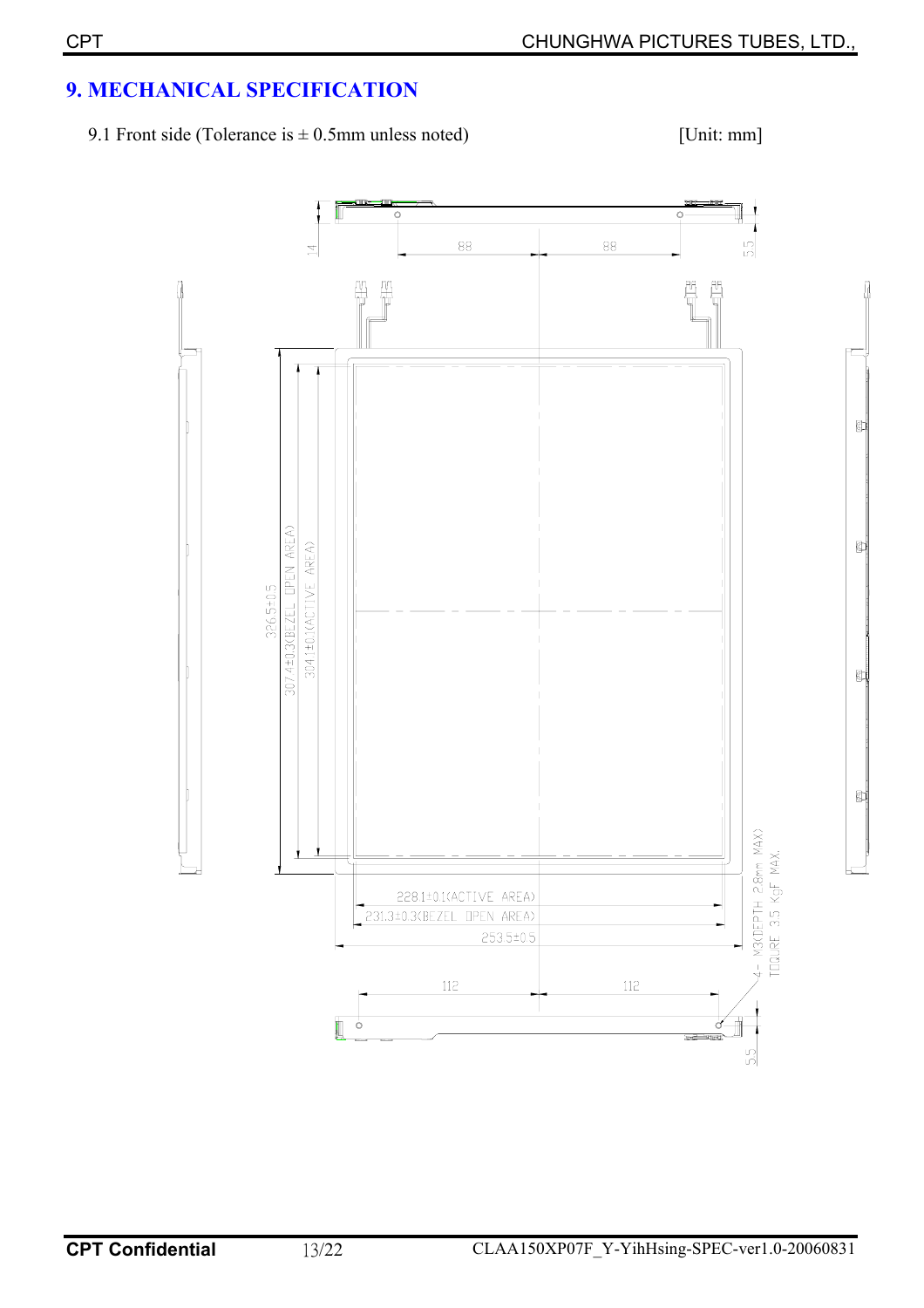# 9. MECHANICAL SPECIFICATION

9.1 Front side (Tolerance is ± 0.5mm unless noted) [Unit: mm]

14

88

88

5.5

326.5±0.5

307.4±0.3(BEZEL OPEN AREA)

304.1±0.1(ACTIVE AREA)

228.1±0.1(ACTIVE AREA)

231.3±0.3(BEZEL OPEN AREA)

253.5±0.5

4- M3(DEPTH 2.8mm MAX)
TOQURE 3.5 KgF MAX.

112

112

5.5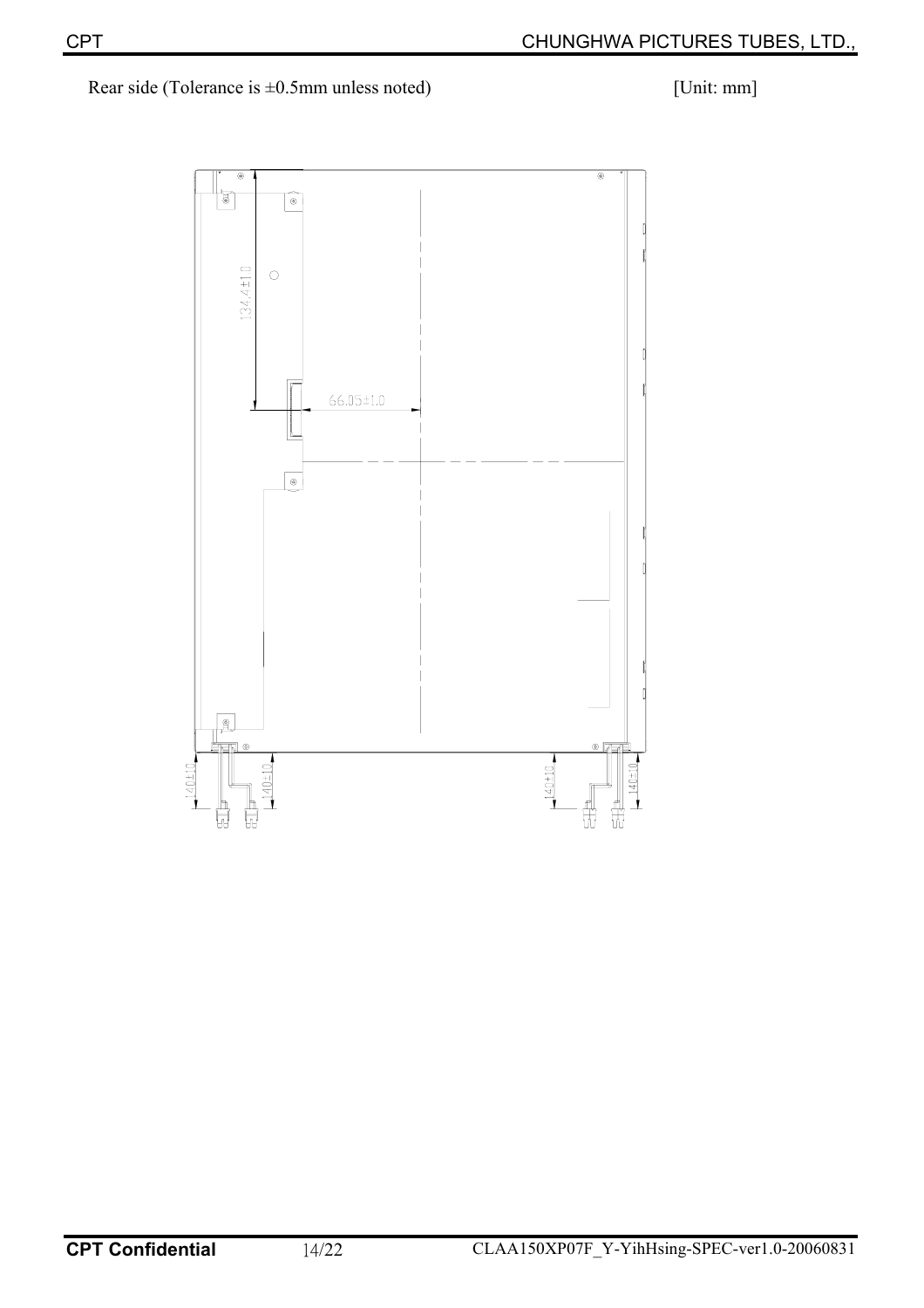Rear side (Tolerance is ±0.5mm unless noted) [Unit: mm]

134.4±1.0

66.05±1.0

140±10

140±10

140±10

140±10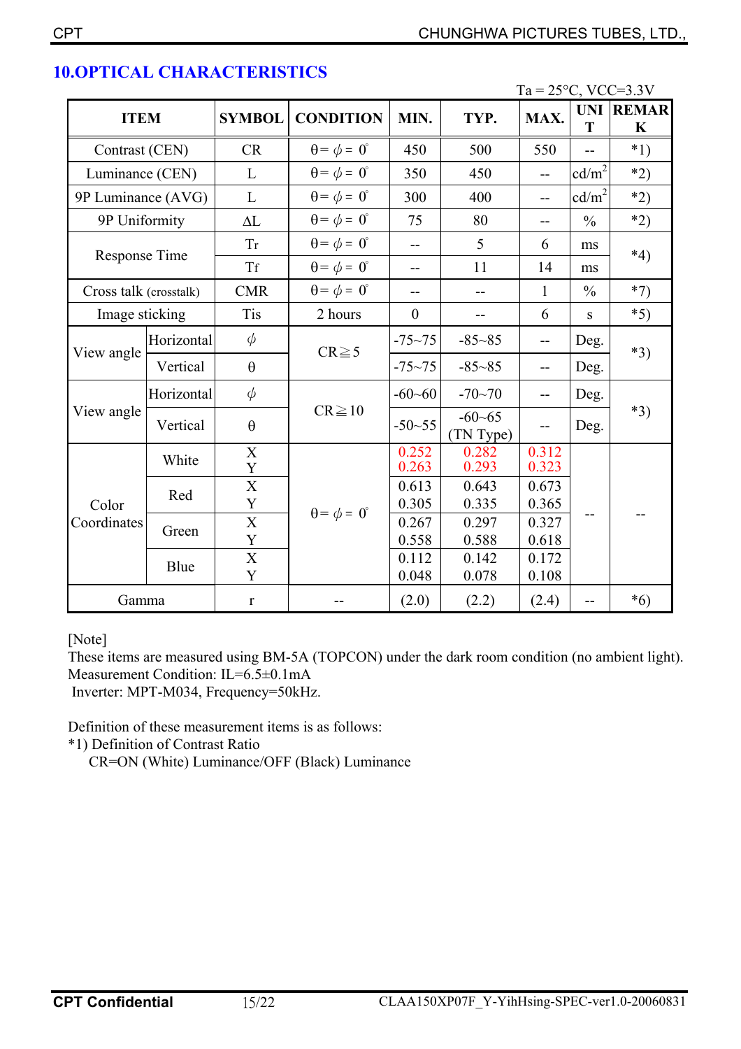## 10.OPTICAL CHARACTERISTICS

Ta = 25°C, VCC=3.3V

| ITEM | | SYMBOL | CONDITION | MIN. | TYP. | MAX. | UNIT | REMARK |
|---|---|---|---|---|---|---|---|---|
| Contrast (CEN) | | CR | θ= ϕ = 0° | 450 | 500 | 550 | -- | *1) |
| Luminance (CEN) | | L | θ= ϕ = 0° | 350 | 450 | -- | cd/m² | *2) |
| 9P Luminance (AVG) | | L | θ= ϕ = 0° | 300 | 400 | -- | cd/m² | *2) |
| 9P Uniformity | | ΔL | θ= ϕ = 0° | 75 | 80 | -- | % | *2) |
| Response Time | | Tr | θ= ϕ = 0° | -- | 5 | 6 | ms | *4) |
| | | Tf | θ= ϕ = 0° | -- | 11 | 14 | ms | |
| Cross talk (crosstalk) | | CMR | θ= ϕ = 0° | -- | -- | 1 | % | *7) |
| Image sticking | | Tis | 2 hours | 0 | -- | 6 | s | *5) |
| View angle | Horizontal | ϕ | CR≧5 | -75~75 | -85~85 | -- | Deg. | *3) |
| | Vertical | θ | | -75~75 | -85~85 | -- | Deg. | |
| View angle | Horizontal | ϕ | CR≧10 | -60~60 | -70~70 | -- | Deg. | *3) |
| | Vertical | θ | | -50~55 | -60~65 (TN Type) | -- | Deg. | |
| Color Coordinates | White | X | θ= ϕ = 0° | 0.252 | 0.282 | 0.312 | -- | -- |
| | | Y | | 0.263 | 0.293 | 0.323 | | |
| | Red | X | | 0.613 | 0.643 | 0.673 | | |
| | | Y | | 0.305 | 0.335 | 0.365 | | |
| | Green | X | | 0.267 | 0.297 | 0.327 | | |
| | | Y | | 0.558 | 0.588 | 0.618 | | |
| | Blue | X | | 0.112 | 0.142 | 0.172 | | |
| | | Y | | 0.048 | 0.078 | 0.108 | | |
| Gamma | | r | -- | (2.0) | (2.2) | (2.4) | -- | *6) |

[Note]
These items are measured using BM-5A (TOPCON) under the dark room condition (no ambient light).
Measurement Condition: IL=6.5±0.1mA
Inverter: MPT-M034, Frequency=50kHz.

Definition of these measurement items is as follows:

*1) Definition of Contrast Ratio
CR=ON (White) Luminance/OFF (Black) Luminance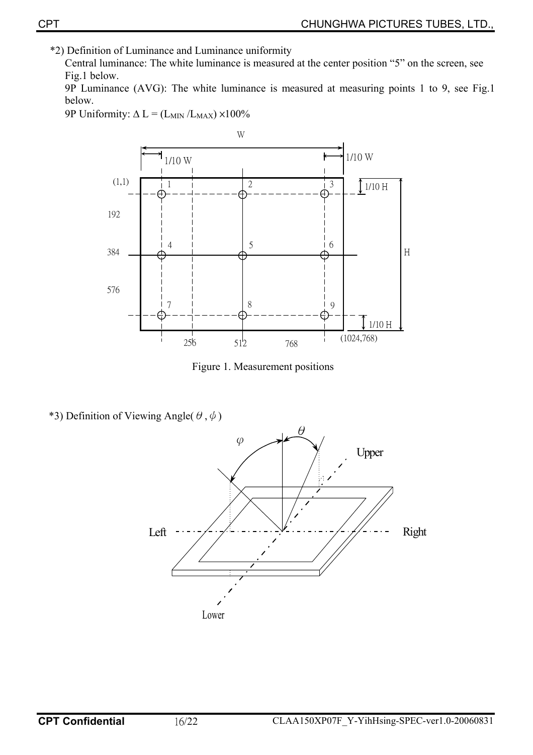*2) Definition of Luminance and Luminance uniformity

Central luminance: The white luminance is measured at the center position "5" on the screen, see Fig.1 below.

9P Luminance (AVG): The white luminance is measured at measuring points 1 to 9, see Fig.1 below.

9P Uniformity: $\Delta L = (L_{MIN} / L_{MAX}) \times 100\%$

Figure 1. Measurement positions

*3) Definition of Viewing Angle( $\theta$ , $\phi$ )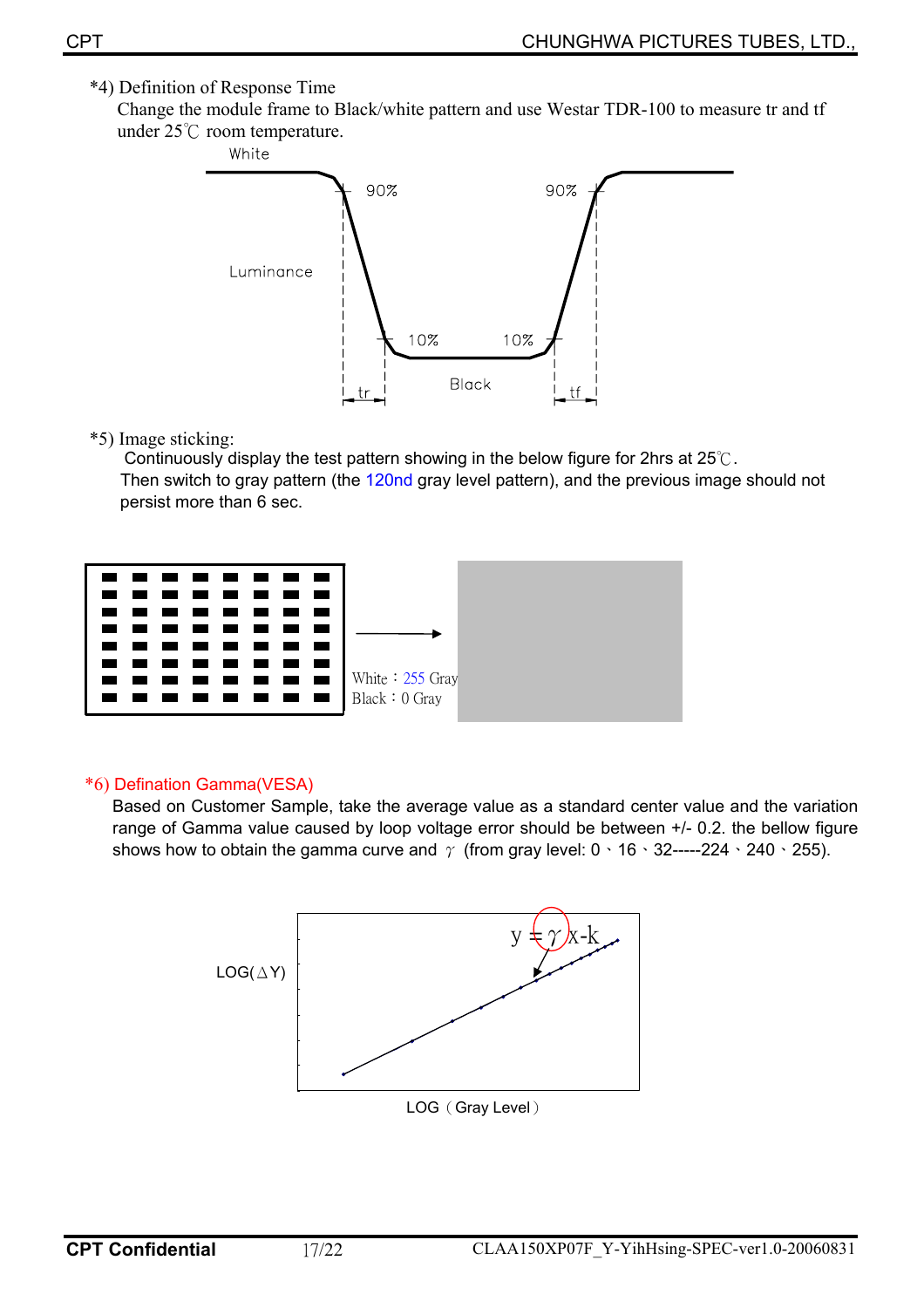*4) Definition of Response Time

Change the module frame to Black/white pattern and use Westar TDR-100 to measure tr and tf under 25℃ room temperature.

White

90%  90%

Luminance

10%  10%

Black

tr  tf

*5) Image sticking:

Continuously display the test pattern showing in the below figure for 2hrs at 25℃.
Then switch to gray pattern (the 120nd gray level pattern), and the previous image should not persist more than 6 sec.

White：255 Gray
Black：0 Gray

*6) Defination Gamma(VESA)

Based on Customer Sample, take the average value as a standard center value and the variation range of Gamma value caused by loop voltage error should be between +/- 0.2. the bellow figure shows how to obtain the gamma curve and $\gamma$ (from gray level: 0、16、32-----224、240、255).

$y = \gamma x - k$

LOG(ΔY)

LOG（Gray Level）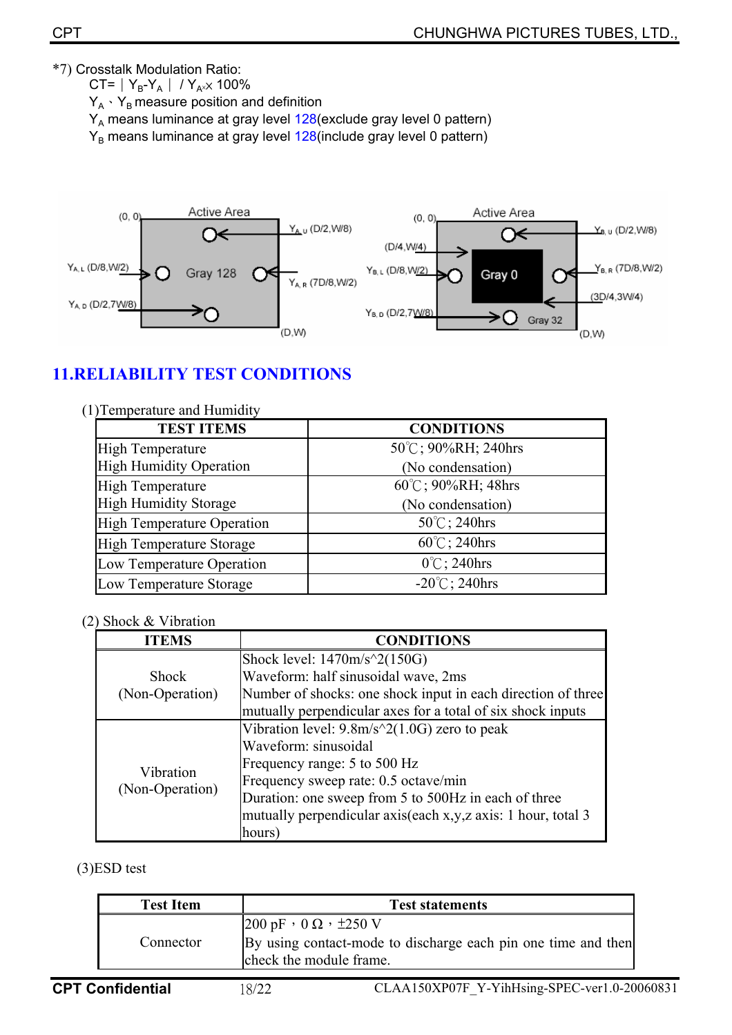*7) Crosstalk Modulation Ratio:

$CT = | Y_B - Y_A | / Y_A \times 100\%$

$Y_A$、$Y_B$ measure position and definition

$Y_A$ means luminance at gray level 128(exclude gray level 0 pattern)

$Y_B$ means luminance at gray level 128(include gray level 0 pattern)

# 11.RELIABILITY TEST CONDITIONS

(1)Temperature and Humidity

| TEST ITEMS | CONDITIONS |
|---|---|
| High Temperature High Humidity Operation | 50℃; 90%RH; 240hrs (No condensation) |
| High Temperature High Humidity Storage | 60℃; 90%RH; 48hrs (No condensation) |
| High Temperature Operation | 50℃; 240hrs |
| High Temperature Storage | 60℃; 240hrs |
| Low Temperature Operation | 0℃; 240hrs |
| Low Temperature Storage | -20℃; 240hrs |

(2) Shock & Vibration

| ITEMS | CONDITIONS |
|---|---|
| Shock (Non-Operation) | Shock level: 1470m/s^2(150G)<br>Waveform: half sinusoidal wave, 2ms<br>Number of shocks: one shock input in each direction of three mutually perpendicular axes for a total of six shock inputs |
| Vibration (Non-Operation) | Vibration level: 9.8m/s^2(1.0G) zero to peak<br>Waveform: sinusoidal<br>Frequency range: 5 to 500 Hz<br>Frequency sweep rate: 0.5 octave/min<br>Duration: one sweep from 5 to 500Hz in each of three mutually perpendicular axis(each x,y,z axis: 1 hour, total 3 hours) |

(3)ESD test

| Test Item | Test statements |
|---|---|
| Connector | 200 pF，0 Ω，±250 V<br>By using contact-mode to discharge each pin one time and then check the module frame. |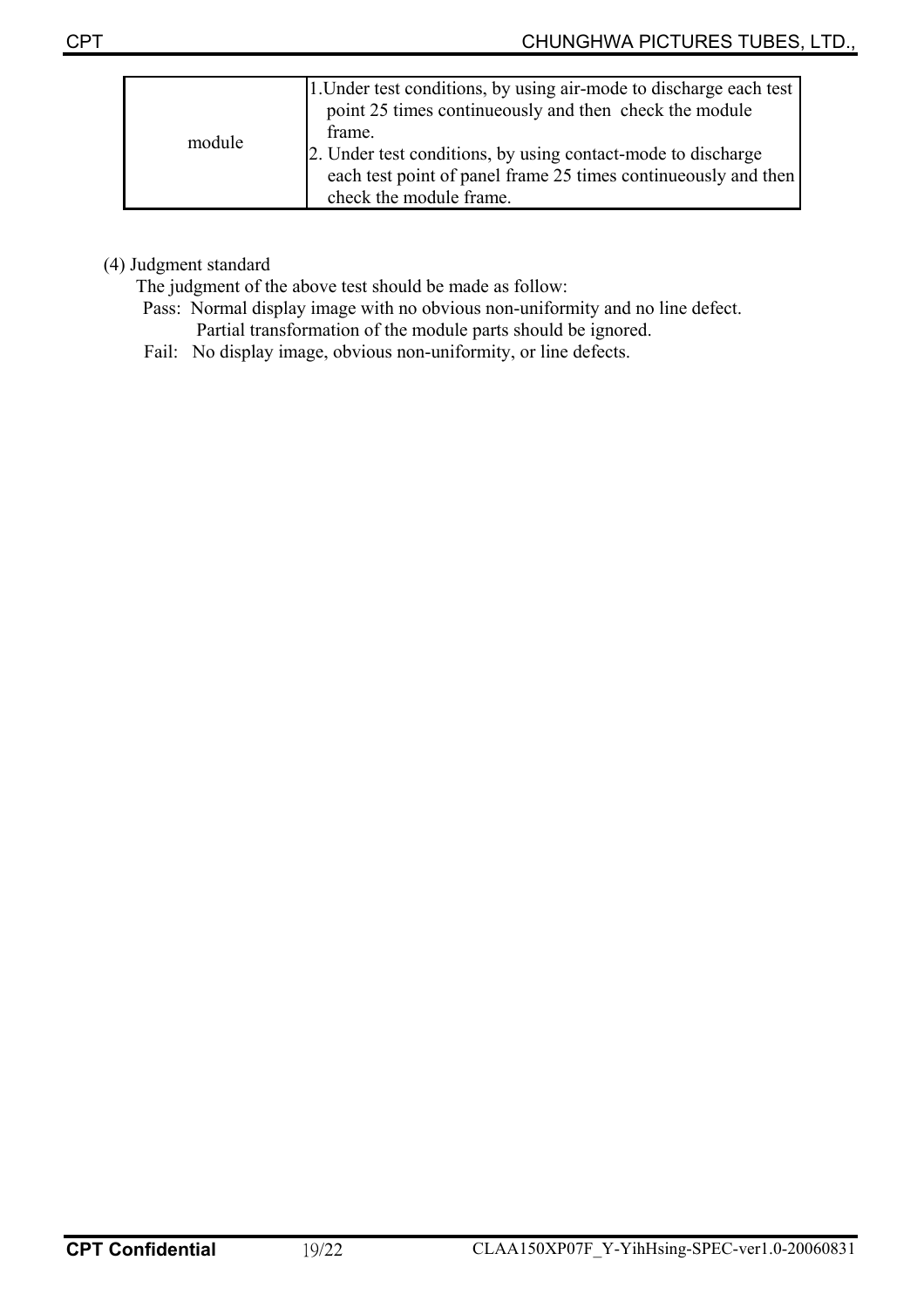| | |
|---|---|
| module | 1.Under test conditions, by using air-mode to discharge each test point 25 times continueously and then check the module frame.<br>2. Under test conditions, by using contact-mode to discharge each test point of panel frame 25 times continueously and then check the module frame. |

(4) Judgment standard

The judgment of the above test should be made as follow:

Pass: Normal display image with no obvious non-uniformity and no line defect.
Partial transformation of the module parts should be ignored.

Fail: No display image, obvious non-uniformity, or line defects.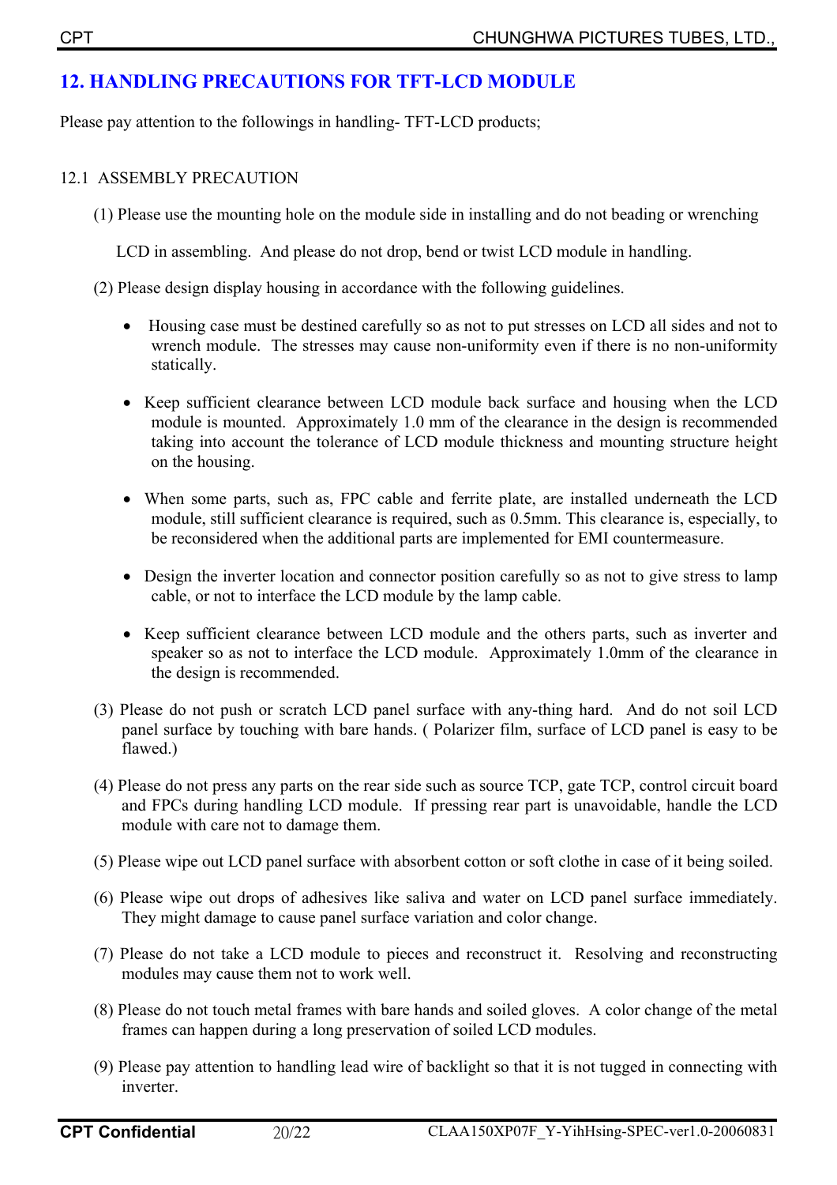## 12. HANDLING PRECAUTIONS FOR TFT-LCD MODULE

Please pay attention to the followings in handling- TFT-LCD products;

12.1 ASSEMBLY PRECAUTION

(1) Please use the mounting hole on the module side in installing and do not beading or wrenching LCD in assembling. And please do not drop, bend or twist LCD module in handling.

(2) Please design display housing in accordance with the following guidelines.

- Housing case must be destined carefully so as not to put stresses on LCD all sides and not to wrench module. The stresses may cause non-uniformity even if there is no non-uniformity statically.
- Keep sufficient clearance between LCD module back surface and housing when the LCD module is mounted. Approximately 1.0 mm of the clearance in the design is recommended taking into account the tolerance of LCD module thickness and mounting structure height on the housing.
- When some parts, such as, FPC cable and ferrite plate, are installed underneath the LCD module, still sufficient clearance is required, such as 0.5mm. This clearance is, especially, to be reconsidered when the additional parts are implemented for EMI countermeasure.
- Design the inverter location and connector position carefully so as not to give stress to lamp cable, or not to interface the LCD module by the lamp cable.
- Keep sufficient clearance between LCD module and the others parts, such as inverter and speaker so as not to interface the LCD module. Approximately 1.0mm of the clearance in the design is recommended.

(3) Please do not push or scratch LCD panel surface with any-thing hard. And do not soil LCD panel surface by touching with bare hands. ( Polarizer film, surface of LCD panel is easy to be flawed.)

(4) Please do not press any parts on the rear side such as source TCP, gate TCP, control circuit board and FPCs during handling LCD module. If pressing rear part is unavoidable, handle the LCD module with care not to damage them.

(5) Please wipe out LCD panel surface with absorbent cotton or soft clothe in case of it being soiled.

(6) Please wipe out drops of adhesives like saliva and water on LCD panel surface immediately. They might damage to cause panel surface variation and color change.

(7) Please do not take a LCD module to pieces and reconstruct it. Resolving and reconstructing modules may cause them not to work well.

(8) Please do not touch metal frames with bare hands and soiled gloves. A color change of the metal frames can happen during a long preservation of soiled LCD modules.

(9) Please pay attention to handling lead wire of backlight so that it is not tugged in connecting with inverter.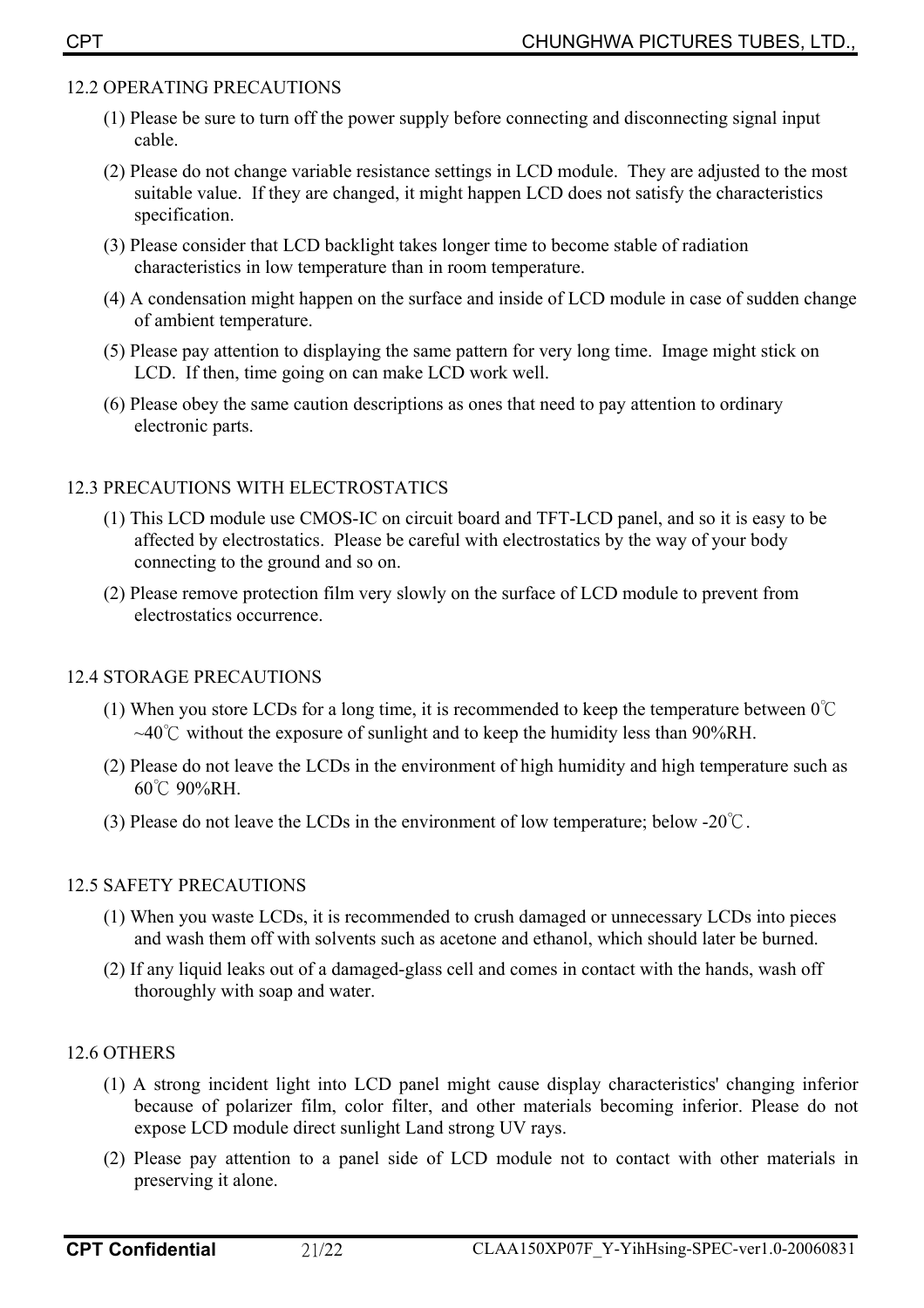## 12.2 OPERATING PRECAUTIONS

(1) Please be sure to turn off the power supply before connecting and disconnecting signal input cable.

(2) Please do not change variable resistance settings in LCD module. They are adjusted to the most suitable value. If they are changed, it might happen LCD does not satisfy the characteristics specification.

(3) Please consider that LCD backlight takes longer time to become stable of radiation characteristics in low temperature than in room temperature.

(4) A condensation might happen on the surface and inside of LCD module in case of sudden change of ambient temperature.

(5) Please pay attention to displaying the same pattern for very long time. Image might stick on LCD. If then, time going on can make LCD work well.

(6) Please obey the same caution descriptions as ones that need to pay attention to ordinary electronic parts.

## 12.3 PRECAUTIONS WITH ELECTROSTATICS

(1) This LCD module use CMOS-IC on circuit board and TFT-LCD panel, and so it is easy to be affected by electrostatics. Please be careful with electrostatics by the way of your body connecting to the ground and so on.

(2) Please remove protection film very slowly on the surface of LCD module to prevent from electrostatics occurrence.

## 12.4 STORAGE PRECAUTIONS

(1) When you store LCDs for a long time, it is recommended to keep the temperature between 0℃ ~40℃ without the exposure of sunlight and to keep the humidity less than 90%RH.

(2) Please do not leave the LCDs in the environment of high humidity and high temperature such as 60℃ 90%RH.

(3) Please do not leave the LCDs in the environment of low temperature; below -20℃.

## 12.5 SAFETY PRECAUTIONS

(1) When you waste LCDs, it is recommended to crush damaged or unnecessary LCDs into pieces and wash them off with solvents such as acetone and ethanol, which should later be burned.

(2) If any liquid leaks out of a damaged-glass cell and comes in contact with the hands, wash off thoroughly with soap and water.

## 12.6 OTHERS

(1) A strong incident light into LCD panel might cause display characteristics' changing inferior because of polarizer film, color filter, and other materials becoming inferior. Please do not expose LCD module direct sunlight Land strong UV rays.

(2) Please pay attention to a panel side of LCD module not to contact with other materials in preserving it alone.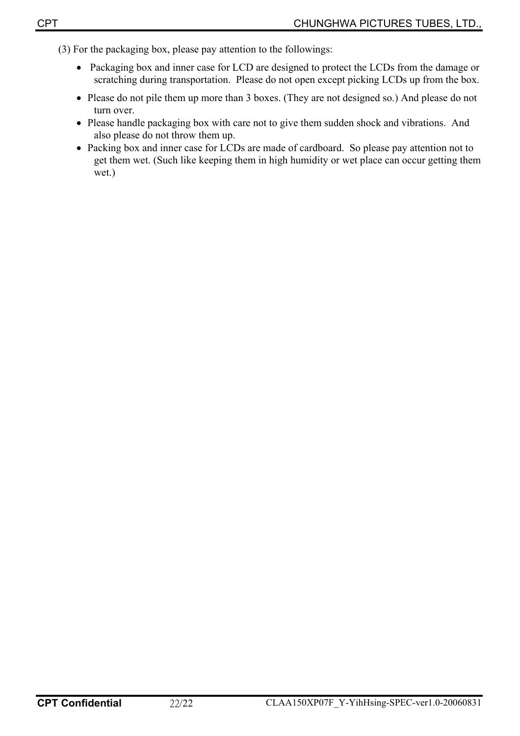(3) For the packaging box, please pay attention to the followings:

- Packaging box and inner case for LCD are designed to protect the LCDs from the damage or scratching during transportation. Please do not open except picking LCDs up from the box.
- Please do not pile them up more than 3 boxes. (They are not designed so.) And please do not turn over.
- Please handle packaging box with care not to give them sudden shock and vibrations. And also please do not throw them up.
- Packing box and inner case for LCDs are made of cardboard. So please pay attention not to get them wet. (Such like keeping them in high humidity or wet place can occur getting them wet.)